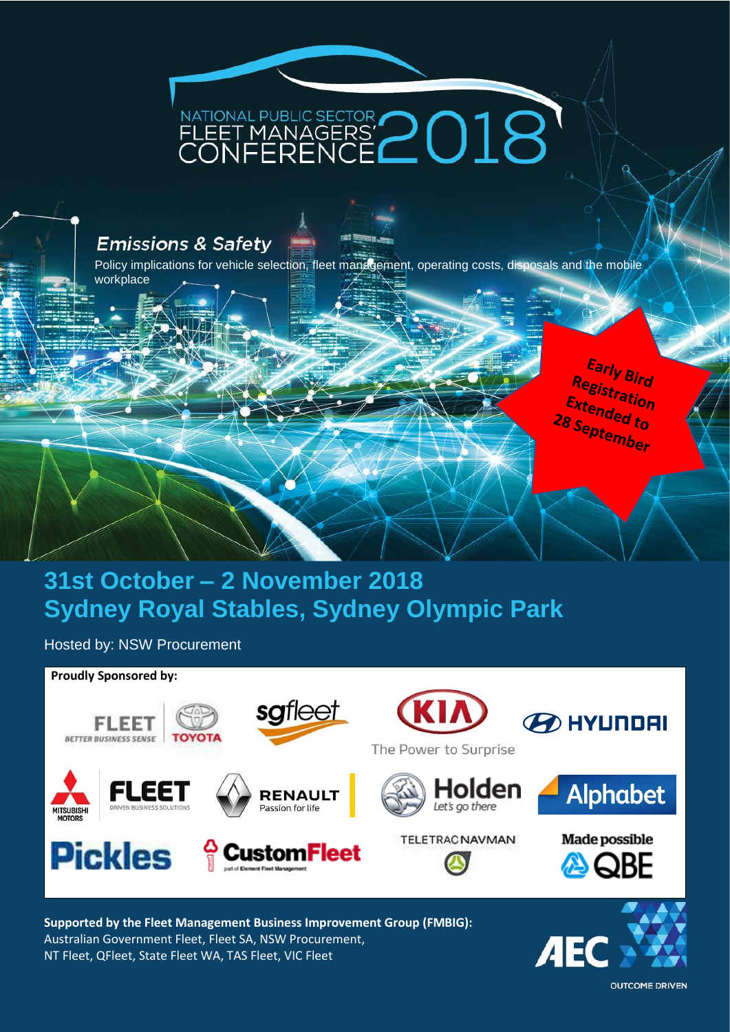# NATIONAL PUBLIC SECTOR FLEET MANAGERS' CONFERENCE 2018

## *Emissions & Safety*

Policy implications for vehicle selection, fleet management, operating costs, disposals and the mobile workplace

**Early Bird Registration Extended to 28 September**

## 31st October – 2 November 2018
## Sydney Royal Stables, Sydney Olympic Park

Hosted by: NSW Procurement

**Proudly Sponsored by:**

FLEET BETTER BUSINESS SENSE TOYOTA

sgfleet

KIA The Power to Surprise

HYUNDAI

MITSUBISHI MOTORS FLEET DRIVEN BUSINESS SOLUTIONS

RENAULT Passion for life

Holden Let's go there

Alphabet

Pickles

CustomFleet part of Element Fleet Management

TELETRAC NAVMAN

Made possible QBE

**Supported by the Fleet Management Business Improvement Group (FMBIG):**
Australian Government Fleet, Fleet SA, NSW Procurement, NT Fleet, QFleet, State Fleet WA, TAS Fleet, VIC Fleet

AEC OUTCOME DRIVEN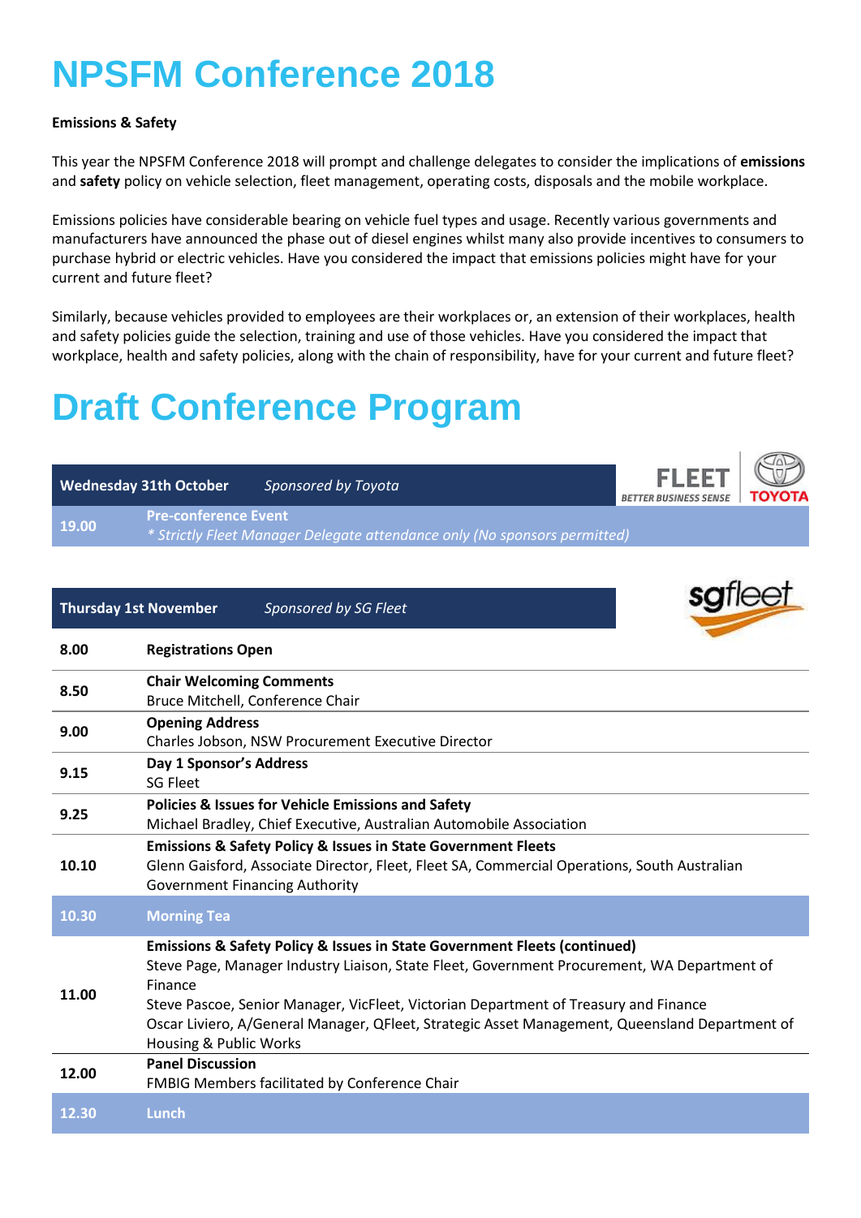# NPSFM Conference 2018

**Emissions & Safety**

This year the NPSFM Conference 2018 will prompt and challenge delegates to consider the implications of **emissions** and **safety** policy on vehicle selection, fleet management, operating costs, disposals and the mobile workplace.

Emissions policies have considerable bearing on vehicle fuel types and usage. Recently various governments and manufacturers have announced the phase out of diesel engines whilst many also provide incentives to consumers to purchase hybrid or electric vehicles. Have you considered the impact that emissions policies might have for your current and future fleet?

Similarly, because vehicles provided to employees are their workplaces or, an extension of their workplaces, health and safety policies guide the selection, training and use of those vehicles. Have you considered the impact that workplace, health and safety policies, along with the chain of responsibility, have for your current and future fleet?

# Draft Conference Program

| **Wednesday 31th October** | *Sponsored by Toyota* |
|---|---|
| **19.00** | **Pre-conference Event**<br>*\* Strictly Fleet Manager Delegate attendance only (No sponsors permitted)* |

| **Thursday 1st November** | *Sponsored by SG Fleet* |
|---|---|
| **8.00** | **Registrations Open** |
| **8.50** | **Chair Welcoming Comments**<br>Bruce Mitchell, Conference Chair |
| **9.00** | **Opening Address**<br>Charles Jobson, NSW Procurement Executive Director |
| **9.15** | **Day 1 Sponsor's Address**<br>SG Fleet |
| **9.25** | **Policies & Issues for Vehicle Emissions and Safety**<br>Michael Bradley, Chief Executive, Australian Automobile Association |
| **10.10** | **Emissions & Safety Policy & Issues in State Government Fleets**<br>Glenn Gaisford, Associate Director, Fleet, Fleet SA, Commercial Operations, South Australian Government Financing Authority |
| **10.30** | **Morning Tea** |
| **11.00** | **Emissions & Safety Policy & Issues in State Government Fleets (continued)**<br>Steve Page, Manager Industry Liaison, State Fleet, Government Procurement, WA Department of Finance<br>Steve Pascoe, Senior Manager, VicFleet, Victorian Department of Treasury and Finance<br>Oscar Liviero, A/General Manager, QFleet, Strategic Asset Management, Queensland Department of Housing & Public Works |
| **12.00** | **Panel Discussion**<br>FMBIG Members facilitated by Conference Chair |
| **12.30** | **Lunch** |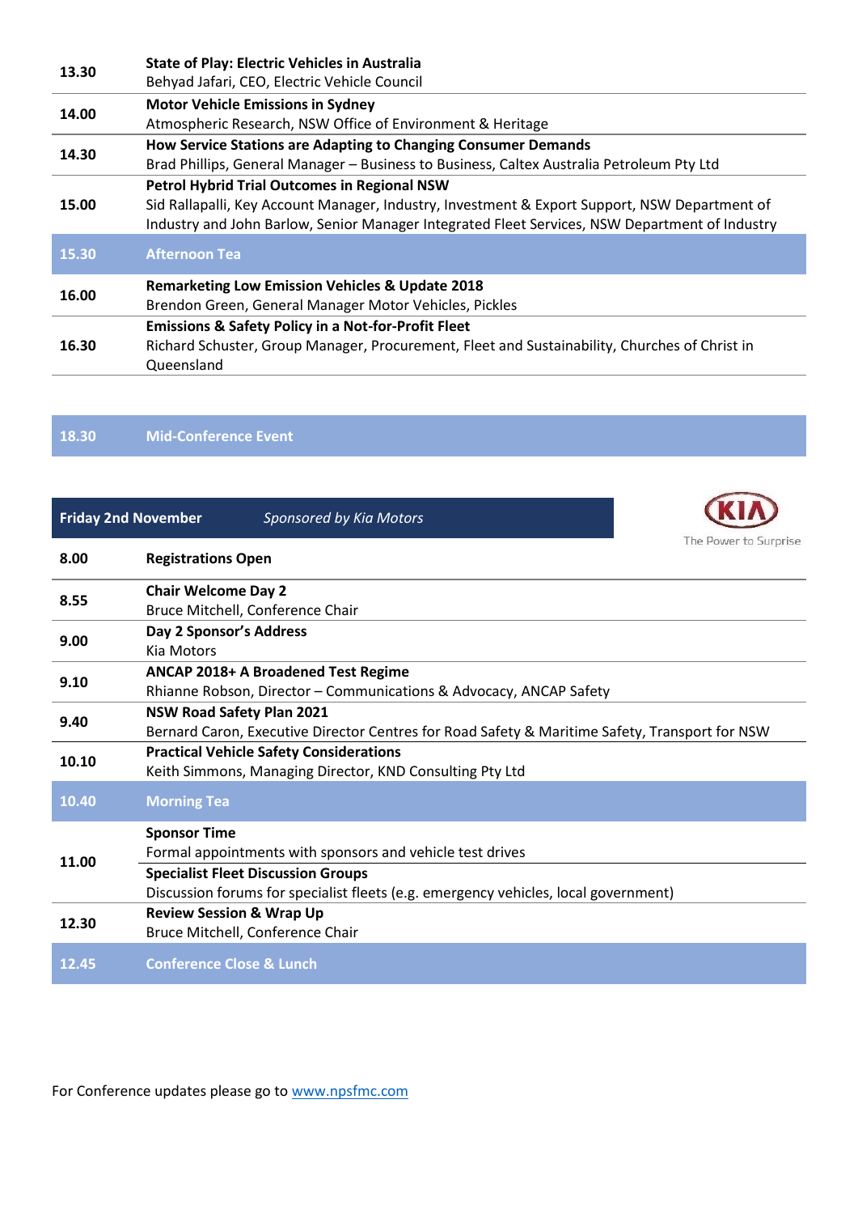| | |
|---|---|
| **13.30** | **State of Play: Electric Vehicles in Australia**<br>Behyad Jafari, CEO, Electric Vehicle Council |
| **14.00** | **Motor Vehicle Emissions in Sydney**<br>Atmospheric Research, NSW Office of Environment & Heritage |
| **14.30** | **How Service Stations are Adapting to Changing Consumer Demands**<br>Brad Phillips, General Manager – Business to Business, Caltex Australia Petroleum Pty Ltd |
| **15.00** | **Petrol Hybrid Trial Outcomes in Regional NSW**<br>Sid Rallapalli, Key Account Manager, Industry, Investment & Export Support, NSW Department of Industry and John Barlow, Senior Manager Integrated Fleet Services, NSW Department of Industry |
| **15.30** | **Afternoon Tea** |
| **16.00** | **Remarketing Low Emission Vehicles & Update 2018**<br>Brendon Green, General Manager Motor Vehicles, Pickles |
| **16.30** | **Emissions & Safety Policy in a Not-for-Profit Fleet**<br>Richard Schuster, Group Manager, Procurement, Fleet and Sustainability, Churches of Christ in Queensland |

| | |
|---|---|
| **18.30** | **Mid-Conference Event** |

## Friday 2nd November — *Sponsored by Kia Motors*

KIA — The Power to Surprise

| | |
|---|---|
| **8.00** | **Registrations Open** |
| **8.55** | **Chair Welcome Day 2**<br>Bruce Mitchell, Conference Chair |
| **9.00** | **Day 2 Sponsor's Address**<br>Kia Motors |
| **9.10** | **ANCAP 2018+ A Broadened Test Regime**<br>Rhianne Robson, Director – Communications & Advocacy, ANCAP Safety |
| **9.40** | **NSW Road Safety Plan 2021**<br>Bernard Caron, Executive Director Centres for Road Safety & Maritime Safety, Transport for NSW |
| **10.10** | **Practical Vehicle Safety Considerations**<br>Keith Simmons, Managing Director, KND Consulting Pty Ltd |
| **10.40** | **Morning Tea** |
| **11.00** | **Sponsor Time**<br>Formal appointments with sponsors and vehicle test drives<br>**Specialist Fleet Discussion Groups**<br>Discussion forums for specialist fleets (e.g. emergency vehicles, local government) |
| **12.30** | **Review Session & Wrap Up**<br>Bruce Mitchell, Conference Chair |
| **12.45** | **Conference Close & Lunch** |

For Conference updates please go to [www.npsfmc.com](www.npsfmc.com)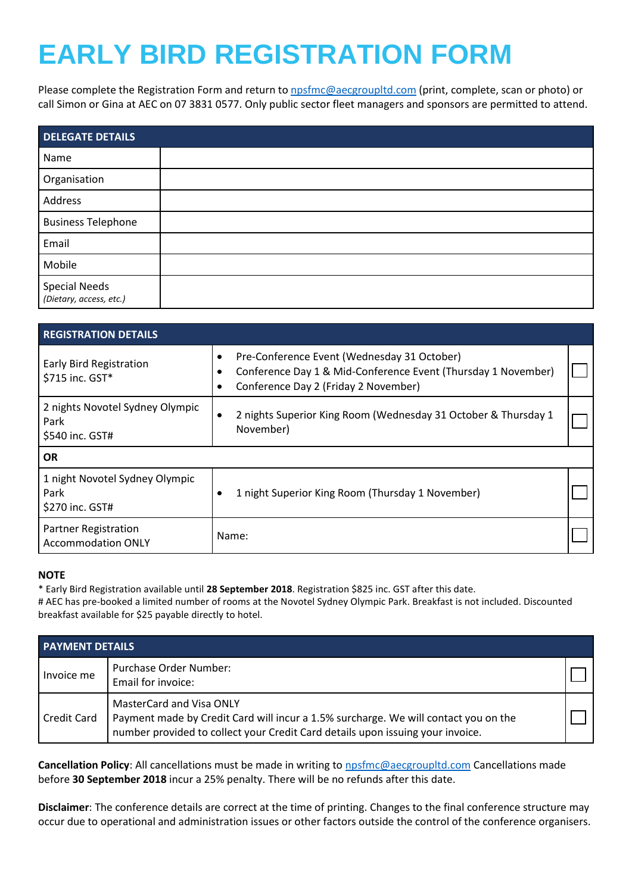# EARLY BIRD REGISTRATION FORM

Please complete the Registration Form and return to npsfmc@aecgroupltd.com (print, complete, scan or photo) or call Simon or Gina at AEC on 07 3831 0577. Only public sector fleet managers and sponsors are permitted to attend.

| DELEGATE DETAILS | |
|---|---|
| Name | |
| Organisation | |
| Address | |
| Business Telephone | |
| Email | |
| Mobile | |
| Special Needs *(Dietary, access, etc.)* | |

| REGISTRATION DETAILS | | |
|---|---|---|
| Early Bird Registration $715 inc. GST* | • Pre-Conference Event (Wednesday 31 October)<br>• Conference Day 1 & Mid-Conference Event (Thursday 1 November)<br>• Conference Day 2 (Friday 2 November) | ☐ |
| 2 nights Novotel Sydney Olympic Park $540 inc. GST# | • 2 nights Superior King Room (Wednesday 31 October & Thursday 1 November) | ☐ |
| **OR** | | |
| 1 night Novotel Sydney Olympic Park $270 inc. GST# | • 1 night Superior King Room (Thursday 1 November) | ☐ |
| Partner Registration Accommodation ONLY | Name: | ☐ |

**NOTE**

* Early Bird Registration available until **28 September 2018**. Registration $825 inc. GST after this date.

# AEC has pre-booked a limited number of rooms at the Novotel Sydney Olympic Park. Breakfast is not included. Discounted breakfast available for $25 payable directly to hotel.

| PAYMENT DETAILS | | |
|---|---|---|
| Invoice me | Purchase Order Number:<br>Email for invoice: | ☐ |
| Credit Card | MasterCard and Visa ONLY<br>Payment made by Credit Card will incur a 1.5% surcharge. We will contact you on the number provided to collect your Credit Card details upon issuing your invoice. | ☐ |

**Cancellation Policy**: All cancellations must be made in writing to npsfmc@aecgroupltd.com Cancellations made before **30 September 2018** incur a 25% penalty. There will be no refunds after this date.

**Disclaimer**: The conference details are correct at the time of printing. Changes to the final conference structure may occur due to operational and administration issues or other factors outside the control of the conference organisers.